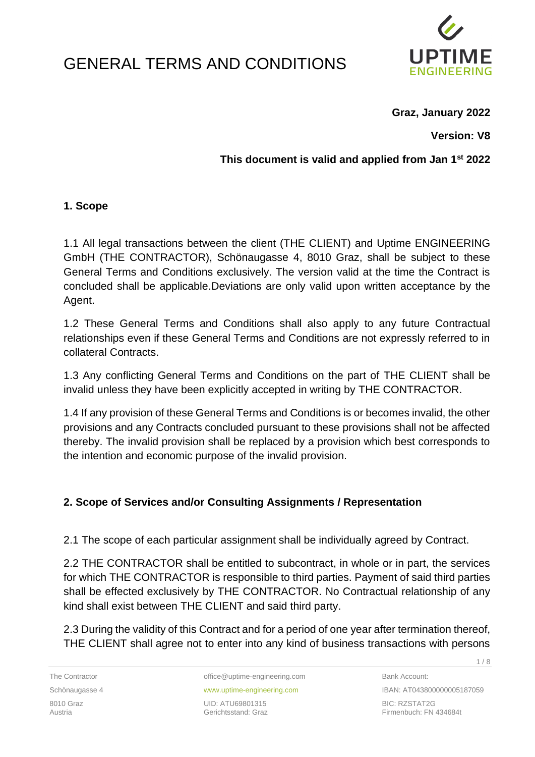# GENERAL TERMS AND CONDITIONS

**Graz, January 2022**

**Version: V8**

**This document is valid and applied from Jan 1st 2022**

## 1. Scope

1.1 All legal transactions between the client (THE CLIENT) and Uptime ENGINEERING GmbH (THE CONTRACTOR), Schönaugasse 4, 8010 Graz, shall be subject to these General Terms and Conditions exclusively. The version valid at the time the Contract is concluded shall be applicable.Deviations are only valid upon written acceptance by the Agent.

1.2 These General Terms and Conditions shall also apply to any future Contractual relationships even if these General Terms and Conditions are not expressly referred to in collateral Contracts.

1.3 Any conflicting General Terms and Conditions on the part of THE CLIENT shall be invalid unless they have been explicitly accepted in writing by THE CONTRACTOR.

1.4 If any provision of these General Terms and Conditions is or becomes invalid, the other provisions and any Contracts concluded pursuant to these provisions shall not be affected thereby. The invalid provision shall be replaced by a provision which best corresponds to the intention and economic purpose of the invalid provision.

## 2. Scope of Services and/or Consulting Assignments / Representation

2.1 The scope of each particular assignment shall be individually agreed by Contract.

2.2 THE CONTRACTOR shall be entitled to subcontract, in whole or in part, the services for which THE CONTRACTOR is responsible to third parties. Payment of said third parties shall be effected exclusively by THE CONTRACTOR. No Contractual relationship of any kind shall exist between THE CLIENT and said third party.

2.3 During the validity of this Contract and for a period of one year after termination thereof, THE CLIENT shall agree not to enter into any kind of business transactions with persons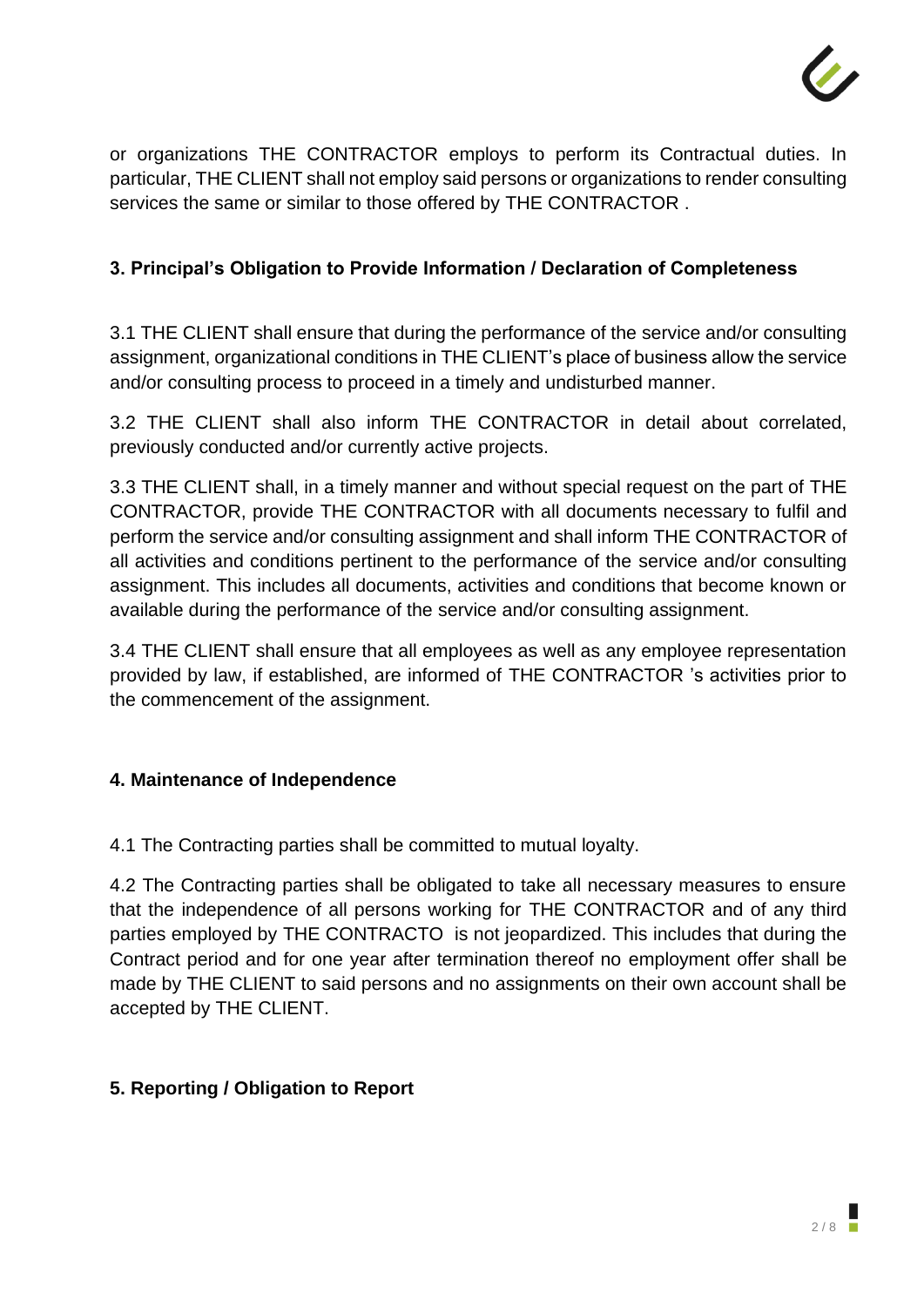or organizations THE CONTRACTOR employs to perform its Contractual duties. In particular, THE CLIENT shall not employ said persons or organizations to render consulting services the same or similar to those offered by THE CONTRACTOR .

**3. Principal's Obligation to Provide Information / Declaration of Completeness**

3.1 THE CLIENT shall ensure that during the performance of the service and/or consulting assignment, organizational conditions in THE CLIENT's place of business allow the service and/or consulting process to proceed in a timely and undisturbed manner.

3.2 THE CLIENT shall also inform THE CONTRACTOR in detail about correlated, previously conducted and/or currently active projects.

3.3 THE CLIENT shall, in a timely manner and without special request on the part of THE CONTRACTOR, provide THE CONTRACTOR with all documents necessary to fulfil and perform the service and/or consulting assignment and shall inform THE CONTRACTOR of all activities and conditions pertinent to the performance of the service and/or consulting assignment. This includes all documents, activities and conditions that become known or available during the performance of the service and/or consulting assignment.

3.4 THE CLIENT shall ensure that all employees as well as any employee representation provided by law, if established, are informed of THE CONTRACTOR 's activities prior to the commencement of the assignment.

**4. Maintenance of Independence**

4.1 The Contracting parties shall be committed to mutual loyalty.

4.2 The Contracting parties shall be obligated to take all necessary measures to ensure that the independence of all persons working for THE CONTRACTOR and of any third parties employed by THE CONTRACTO  is not jeopardized. This includes that during the Contract period and for one year after termination thereof no employment offer shall be made by THE CLIENT to said persons and no assignments on their own account shall be accepted by THE CLIENT.

**5. Reporting / Obligation to Report**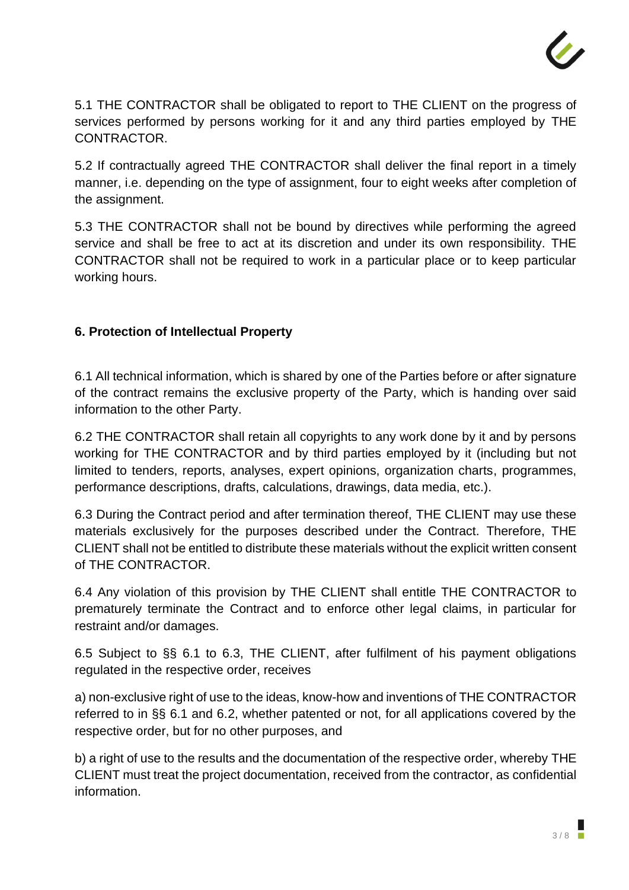5.1 THE CONTRACTOR shall be obligated to report to THE CLIENT on the progress of services performed by persons working for it and any third parties employed by THE CONTRACTOR.

5.2 If contractually agreed THE CONTRACTOR shall deliver the final report in a timely manner, i.e. depending on the type of assignment, four to eight weeks after completion of the assignment.

5.3 THE CONTRACTOR shall not be bound by directives while performing the agreed service and shall be free to act at its discretion and under its own responsibility. THE CONTRACTOR shall not be required to work in a particular place or to keep particular working hours.

## 6. Protection of Intellectual Property

6.1 All technical information, which is shared by one of the Parties before or after signature of the contract remains the exclusive property of the Party, which is handing over said information to the other Party.

6.2 THE CONTRACTOR shall retain all copyrights to any work done by it and by persons working for THE CONTRACTOR and by third parties employed by it (including but not limited to tenders, reports, analyses, expert opinions, organization charts, programmes, performance descriptions, drafts, calculations, drawings, data media, etc.).

6.3 During the Contract period and after termination thereof, THE CLIENT may use these materials exclusively for the purposes described under the Contract. Therefore, THE CLIENT shall not be entitled to distribute these materials without the explicit written consent of THE CONTRACTOR.

6.4 Any violation of this provision by THE CLIENT shall entitle THE CONTRACTOR to prematurely terminate the Contract and to enforce other legal claims, in particular for restraint and/or damages.

6.5 Subject to §§ 6.1 to 6.3, THE CLIENT, after fulfilment of his payment obligations regulated in the respective order, receives

a) non-exclusive right of use to the ideas, know-how and inventions of THE CONTRACTOR referred to in §§ 6.1 and 6.2, whether patented or not, for all applications covered by the respective order, but for no other purposes, and

b) a right of use to the results and the documentation of the respective order, whereby THE CLIENT must treat the project documentation, received from the contractor, as confidential information.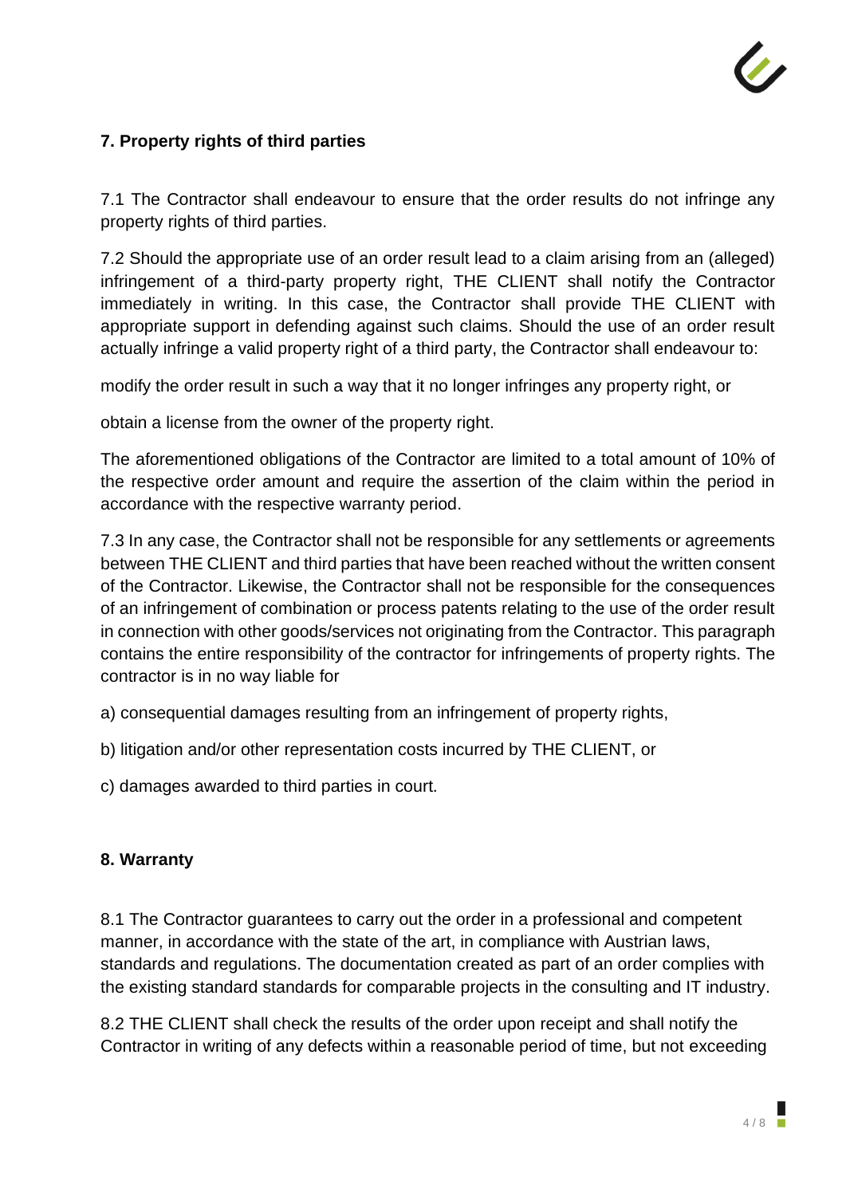## 7. Property rights of third parties

7.1 The Contractor shall endeavour to ensure that the order results do not infringe any property rights of third parties.

7.2 Should the appropriate use of an order result lead to a claim arising from an (alleged) infringement of a third-party property right, THE CLIENT shall notify the Contractor immediately in writing. In this case, the Contractor shall provide THE CLIENT with appropriate support in defending against such claims. Should the use of an order result actually infringe a valid property right of a third party, the Contractor shall endeavour to:

modify the order result in such a way that it no longer infringes any property right, or

obtain a license from the owner of the property right.

The aforementioned obligations of the Contractor are limited to a total amount of 10% of the respective order amount and require the assertion of the claim within the period in accordance with the respective warranty period.

7.3 In any case, the Contractor shall not be responsible for any settlements or agreements between THE CLIENT and third parties that have been reached without the written consent of the Contractor. Likewise, the Contractor shall not be responsible for the consequences of an infringement of combination or process patents relating to the use of the order result in connection with other goods/services not originating from the Contractor. This paragraph contains the entire responsibility of the contractor for infringements of property rights. The contractor is in no way liable for

a) consequential damages resulting from an infringement of property rights,

b) litigation and/or other representation costs incurred by THE CLIENT, or

c) damages awarded to third parties in court.

## 8. Warranty

8.1 The Contractor guarantees to carry out the order in a professional and competent manner, in accordance with the state of the art, in compliance with Austrian laws, standards and regulations. The documentation created as part of an order complies with the existing standard standards for comparable projects in the consulting and IT industry.

8.2 THE CLIENT shall check the results of the order upon receipt and shall notify the Contractor in writing of any defects within a reasonable period of time, but not exceeding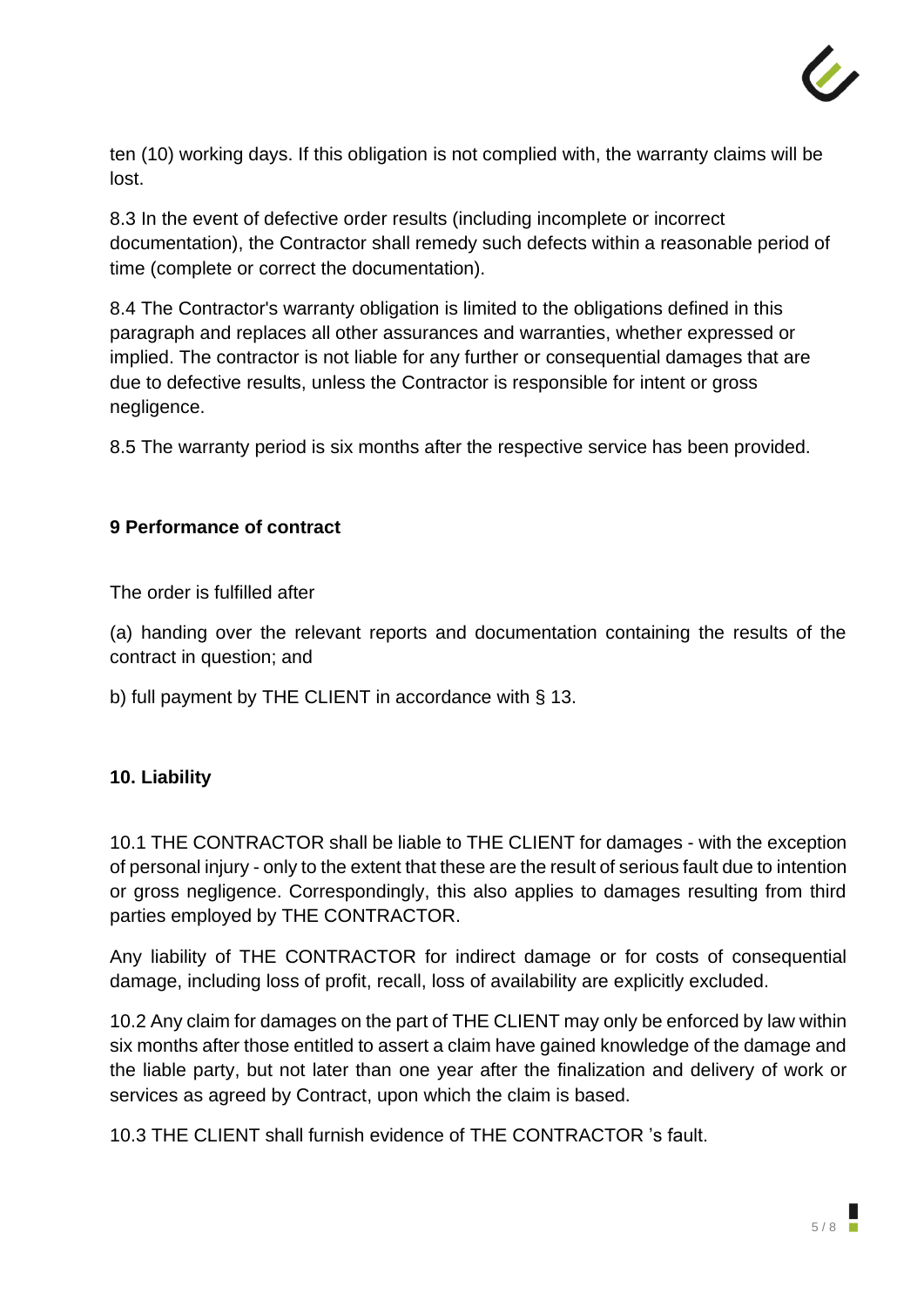ten (10) working days. If this obligation is not complied with, the warranty claims will be lost.

8.3 In the event of defective order results (including incomplete or incorrect documentation), the Contractor shall remedy such defects within a reasonable period of time (complete or correct the documentation).

8.4 The Contractor's warranty obligation is limited to the obligations defined in this paragraph and replaces all other assurances and warranties, whether expressed or implied. The contractor is not liable for any further or consequential damages that are due to defective results, unless the Contractor is responsible for intent or gross negligence.

8.5 The warranty period is six months after the respective service has been provided.

## 9 Performance of contract

The order is fulfilled after

(a) handing over the relevant reports and documentation containing the results of the contract in question; and

b) full payment by THE CLIENT in accordance with § 13.

## 10. Liability

10.1 THE CONTRACTOR shall be liable to THE CLIENT for damages - with the exception of personal injury - only to the extent that these are the result of serious fault due to intention or gross negligence. Correspondingly, this also applies to damages resulting from third parties employed by THE CONTRACTOR.

Any liability of THE CONTRACTOR for indirect damage or for costs of consequential damage, including loss of profit, recall, loss of availability are explicitly excluded.

10.2 Any claim for damages on the part of THE CLIENT may only be enforced by law within six months after those entitled to assert a claim have gained knowledge of the damage and the liable party, but not later than one year after the finalization and delivery of work or services as agreed by Contract, upon which the claim is based.

10.3 THE CLIENT shall furnish evidence of THE CONTRACTOR 's fault.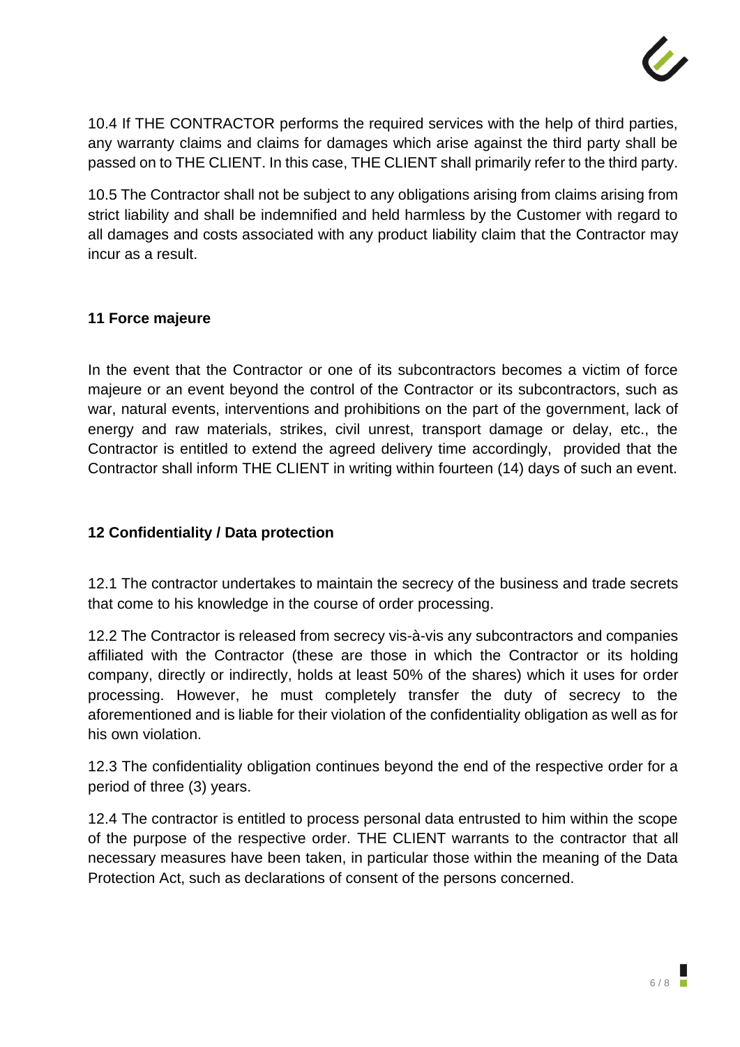10.4 If THE CONTRACTOR performs the required services with the help of third parties, any warranty claims and claims for damages which arise against the third party shall be passed on to THE CLIENT. In this case, THE CLIENT shall primarily refer to the third party.

10.5 The Contractor shall not be subject to any obligations arising from claims arising from strict liability and shall be indemnified and held harmless by the Customer with regard to all damages and costs associated with any product liability claim that the Contractor may incur as a result.

## 11 Force majeure

In the event that the Contractor or one of its subcontractors becomes a victim of force majeure or an event beyond the control of the Contractor or its subcontractors, such as war, natural events, interventions and prohibitions on the part of the government, lack of energy and raw materials, strikes, civil unrest, transport damage or delay, etc., the Contractor is entitled to extend the agreed delivery time accordingly, provided that the Contractor shall inform THE CLIENT in writing within fourteen (14) days of such an event.

## 12 Confidentiality / Data protection

12.1 The contractor undertakes to maintain the secrecy of the business and trade secrets that come to his knowledge in the course of order processing.

12.2 The Contractor is released from secrecy vis-à-vis any subcontractors and companies affiliated with the Contractor (these are those in which the Contractor or its holding company, directly or indirectly, holds at least 50% of the shares) which it uses for order processing. However, he must completely transfer the duty of secrecy to the aforementioned and is liable for their violation of the confidentiality obligation as well as for his own violation.

12.3 The confidentiality obligation continues beyond the end of the respective order for a period of three (3) years.

12.4 The contractor is entitled to process personal data entrusted to him within the scope of the purpose of the respective order. THE CLIENT warrants to the contractor that all necessary measures have been taken, in particular those within the meaning of the Data Protection Act, such as declarations of consent of the persons concerned.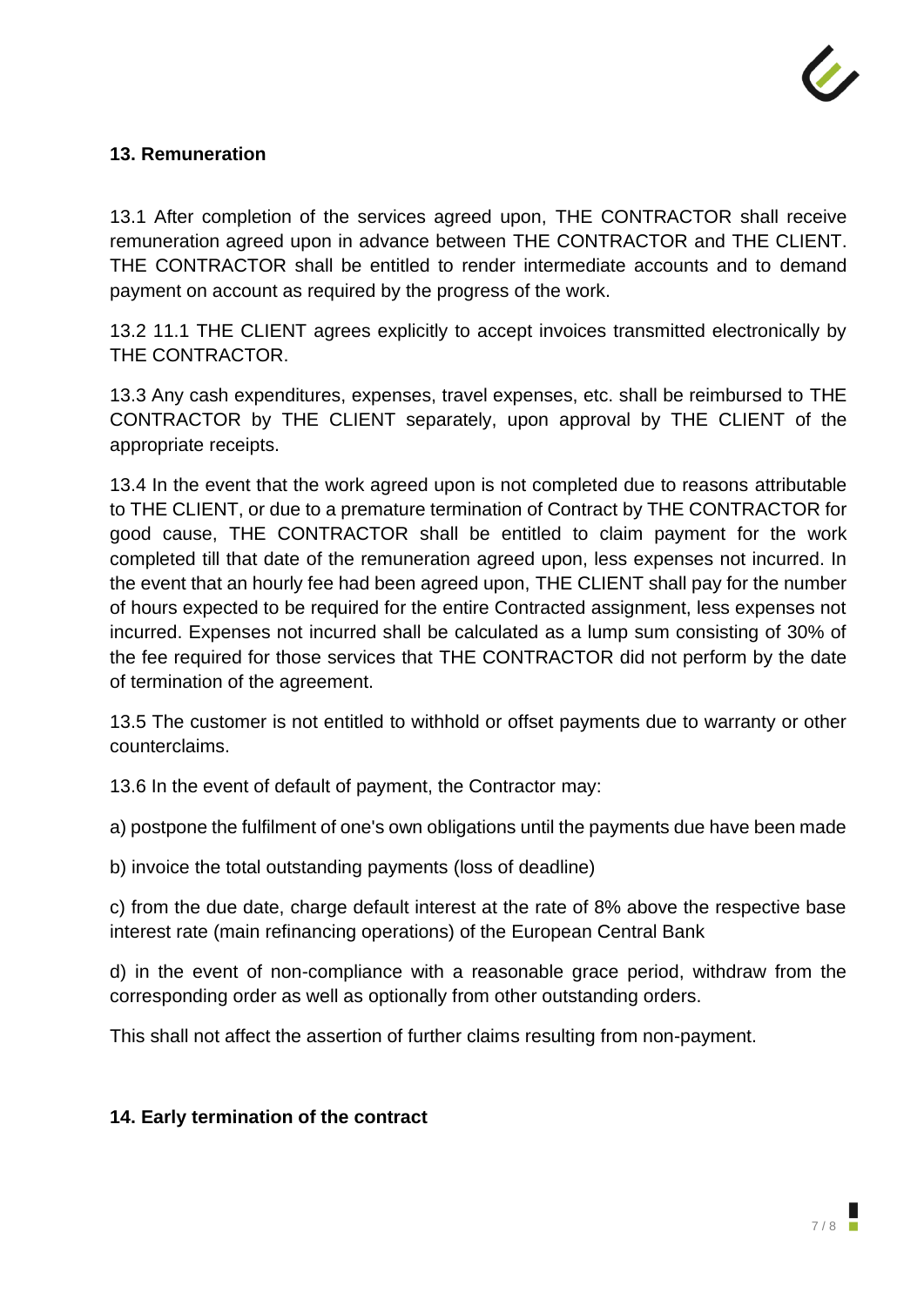## 13. Remuneration

13.1 After completion of the services agreed upon, THE CONTRACTOR shall receive remuneration agreed upon in advance between THE CONTRACTOR and THE CLIENT. THE CONTRACTOR shall be entitled to render intermediate accounts and to demand payment on account as required by the progress of the work.

13.2 11.1 THE CLIENT agrees explicitly to accept invoices transmitted electronically by THE CONTRACTOR.

13.3 Any cash expenditures, expenses, travel expenses, etc. shall be reimbursed to THE CONTRACTOR by THE CLIENT separately, upon approval by THE CLIENT of the appropriate receipts.

13.4 In the event that the work agreed upon is not completed due to reasons attributable to THE CLIENT, or due to a premature termination of Contract by THE CONTRACTOR for good cause, THE CONTRACTOR shall be entitled to claim payment for the work completed till that date of the remuneration agreed upon, less expenses not incurred. In the event that an hourly fee had been agreed upon, THE CLIENT shall pay for the number of hours expected to be required for the entire Contracted assignment, less expenses not incurred. Expenses not incurred shall be calculated as a lump sum consisting of 30% of the fee required for those services that THE CONTRACTOR did not perform by the date of termination of the agreement.

13.5 The customer is not entitled to withhold or offset payments due to warranty or other counterclaims.

13.6 In the event of default of payment, the Contractor may:

a) postpone the fulfilment of one's own obligations until the payments due have been made

b) invoice the total outstanding payments (loss of deadline)

c) from the due date, charge default interest at the rate of 8% above the respective base interest rate (main refinancing operations) of the European Central Bank

d) in the event of non-compliance with a reasonable grace period, withdraw from the corresponding order as well as optionally from other outstanding orders.

This shall not affect the assertion of further claims resulting from non-payment.

## 14. Early termination of the contract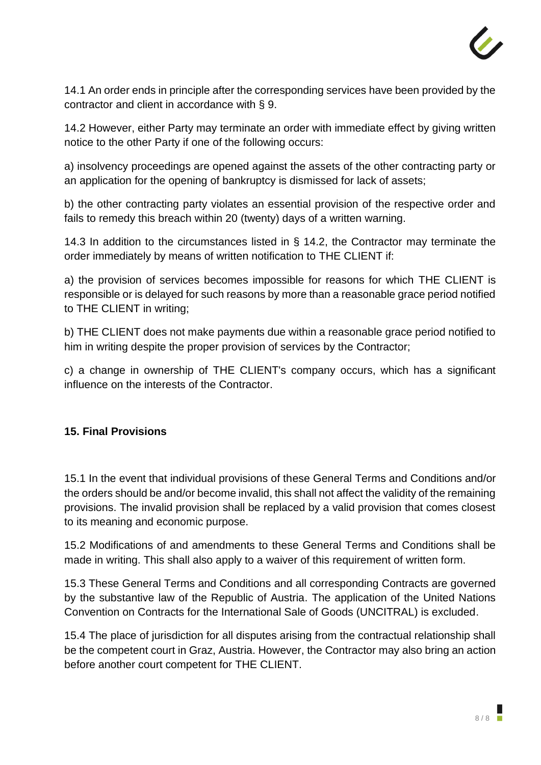14.1 An order ends in principle after the corresponding services have been provided by the contractor and client in accordance with § 9.

14.2 However, either Party may terminate an order with immediate effect by giving written notice to the other Party if one of the following occurs:

a) insolvency proceedings are opened against the assets of the other contracting party or an application for the opening of bankruptcy is dismissed for lack of assets;

b) the other contracting party violates an essential provision of the respective order and fails to remedy this breach within 20 (twenty) days of a written warning.

14.3 In addition to the circumstances listed in § 14.2, the Contractor may terminate the order immediately by means of written notification to THE CLIENT if:

a) the provision of services becomes impossible for reasons for which THE CLIENT is responsible or is delayed for such reasons by more than a reasonable grace period notified to THE CLIENT in writing;

b) THE CLIENT does not make payments due within a reasonable grace period notified to him in writing despite the proper provision of services by the Contractor;

c) a change in ownership of THE CLIENT's company occurs, which has a significant influence on the interests of the Contractor.

## 15. Final Provisions

15.1 In the event that individual provisions of these General Terms and Conditions and/or the orders should be and/or become invalid, this shall not affect the validity of the remaining provisions. The invalid provision shall be replaced by a valid provision that comes closest to its meaning and economic purpose.

15.2 Modifications of and amendments to these General Terms and Conditions shall be made in writing. This shall also apply to a waiver of this requirement of written form.

15.3 These General Terms and Conditions and all corresponding Contracts are governed by the substantive law of the Republic of Austria. The application of the United Nations Convention on Contracts for the International Sale of Goods (UNCITRAL) is excluded.

15.4 The place of jurisdiction for all disputes arising from the contractual relationship shall be the competent court in Graz, Austria. However, the Contractor may also bring an action before another court competent for THE CLIENT.